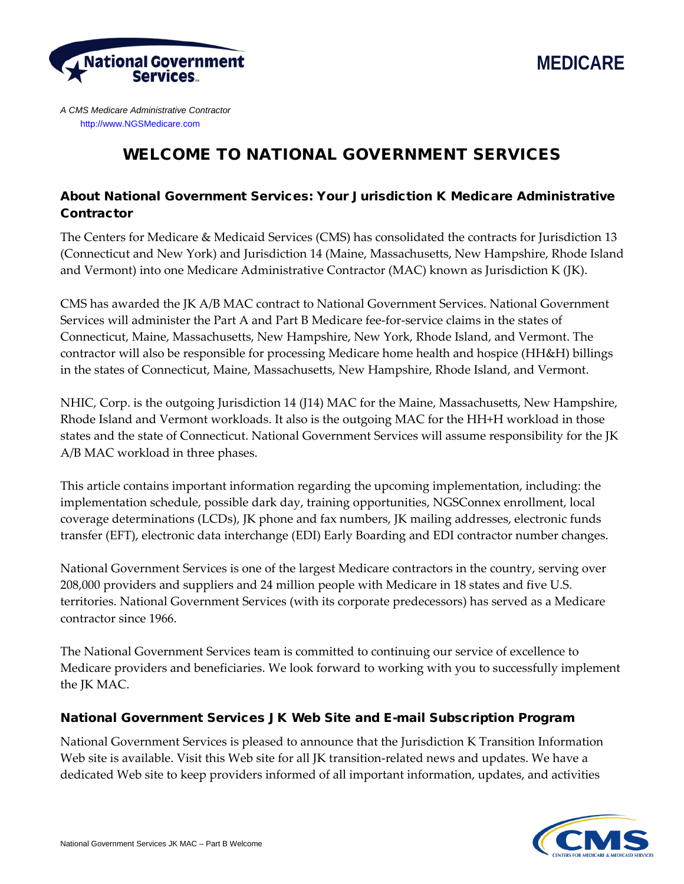MEDICARE

*A CMS Medicare Administrative Contractor*
http://www.NGSMedicare.com

# WELCOME TO NATIONAL GOVERNMENT SERVICES

## About National Government Services: Your Jurisdiction K Medicare Administrative Contractor

The Centers for Medicare & Medicaid Services (CMS) has consolidated the contracts for Jurisdiction 13 (Connecticut and New York) and Jurisdiction 14 (Maine, Massachusetts, New Hampshire, Rhode Island and Vermont) into one Medicare Administrative Contractor (MAC) known as Jurisdiction K (JK).

CMS has awarded the JK A/B MAC contract to National Government Services. National Government Services will administer the Part A and Part B Medicare fee-for-service claims in the states of Connecticut, Maine, Massachusetts, New Hampshire, New York, Rhode Island, and Vermont. The contractor will also be responsible for processing Medicare home health and hospice (HH&H) billings in the states of Connecticut, Maine, Massachusetts, New Hampshire, Rhode Island, and Vermont.

NHIC, Corp. is the outgoing Jurisdiction 14 (J14) MAC for the Maine, Massachusetts, New Hampshire, Rhode Island and Vermont workloads. It also is the outgoing MAC for the HH+H workload in those states and the state of Connecticut. National Government Services will assume responsibility for the JK A/B MAC workload in three phases.

This article contains important information regarding the upcoming implementation, including: the implementation schedule, possible dark day, training opportunities, NGSConnex enrollment, local coverage determinations (LCDs), JK phone and fax numbers, JK mailing addresses, electronic funds transfer (EFT), electronic data interchange (EDI) Early Boarding and EDI contractor number changes.

National Government Services is one of the largest Medicare contractors in the country, serving over 208,000 providers and suppliers and 24 million people with Medicare in 18 states and five U.S. territories. National Government Services (with its corporate predecessors) has served as a Medicare contractor since 1966.

The National Government Services team is committed to continuing our service of excellence to Medicare providers and beneficiaries. We look forward to working with you to successfully implement the JK MAC.

## National Government Services JK Web Site and E-mail Subscription Program

National Government Services is pleased to announce that the Jurisdiction K Transition Information Web site is available. Visit this Web site for all JK transition-related news and updates. We have a dedicated Web site to keep providers informed of all important information, updates, and activities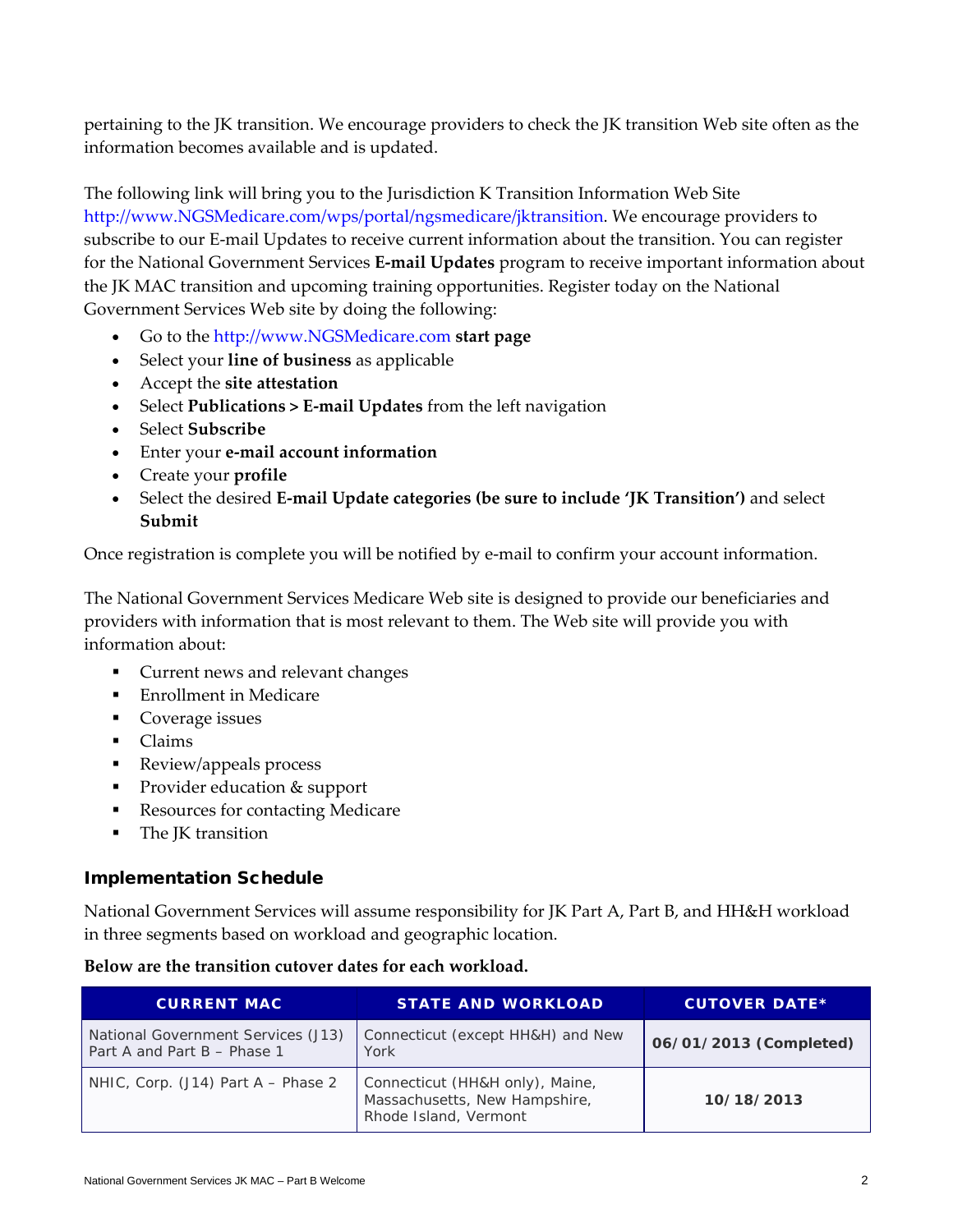pertaining to the JK transition. We encourage providers to check the JK transition Web site often as the information becomes available and is updated.

The following link will bring you to the Jurisdiction K Transition Information Web Site http://www.NGSMedicare.com/wps/portal/ngsmedicare/jktransition. We encourage providers to subscribe to our E-mail Updates to receive current information about the transition. You can register for the National Government Services **E-mail Updates** program to receive important information about the JK MAC transition and upcoming training opportunities. Register today on the National Government Services Web site by doing the following:

- Go to the http://www.NGSMedicare.com **start page**
- Select your **line of business** as applicable
- Accept the **site attestation**
- Select **Publications > E-mail Updates** from the left navigation
- Select **Subscribe**
- Enter your **e-mail account information**
- Create your **profile**
- Select the desired **E-mail Update categories (be sure to include 'JK Transition')** and select **Submit**

Once registration is complete you will be notified by e-mail to confirm your account information.

The National Government Services Medicare Web site is designed to provide our beneficiaries and providers with information that is most relevant to them. The Web site will provide you with information about:

- Current news and relevant changes
- Enrollment in Medicare
- Coverage issues
- Claims
- Review/appeals process
- Provider education & support
- Resources for contacting Medicare
- The JK transition

## Implementation Schedule

National Government Services will assume responsibility for JK Part A, Part B, and HH&H workload in three segments based on workload and geographic location.

**Below are the transition cutover dates for each workload.**

| CURRENT MAC | STATE AND WORKLOAD | CUTOVER DATE* |
|---|---|---|
| National Government Services (J13) Part A and Part B – Phase 1 | Connecticut (except HH&H) and New York | **06/01/2013 (Completed)** |
| NHIC, Corp. (J14) Part A – Phase 2 | Connecticut (HH&H only), Maine, Massachusetts, New Hampshire, Rhode Island, Vermont | **10/18/2013** |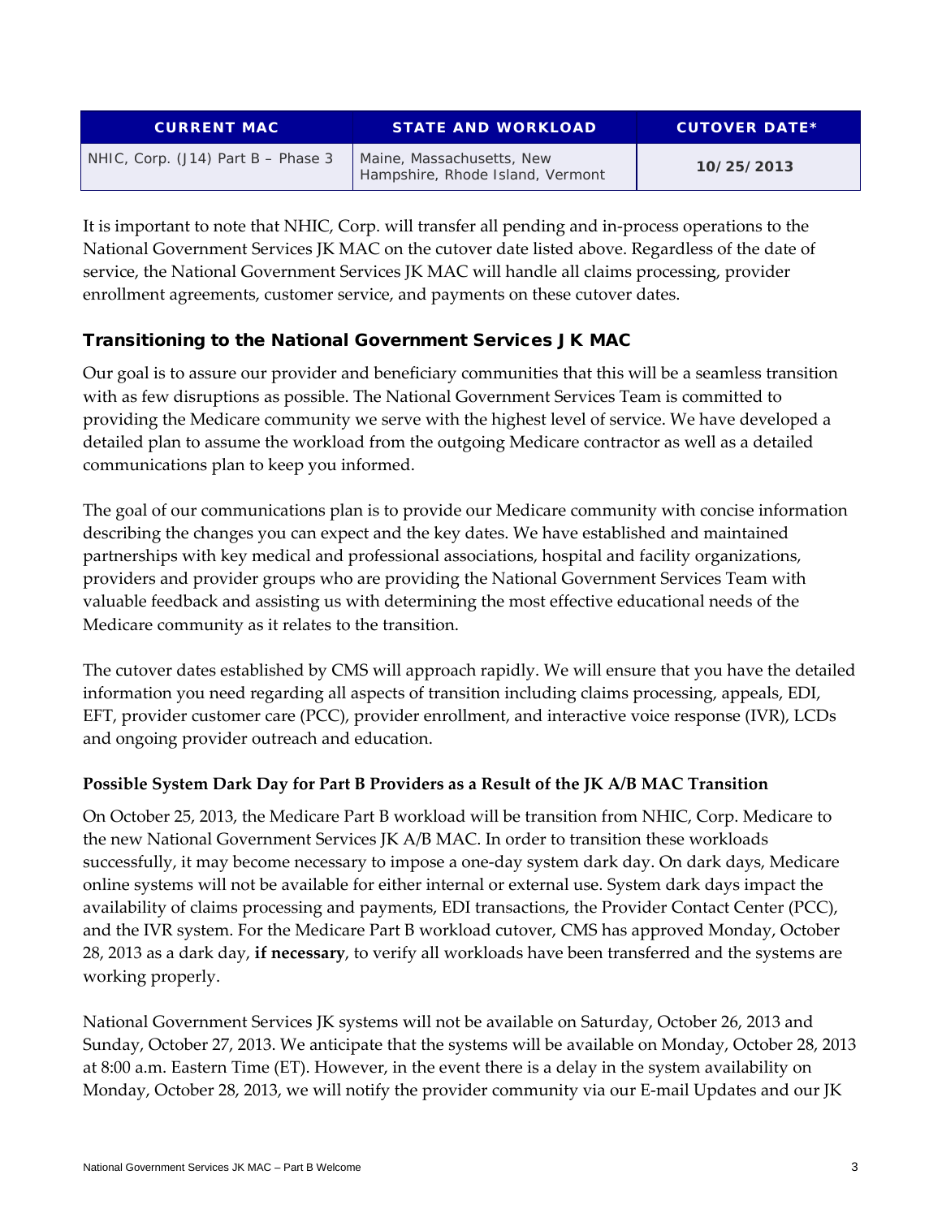| CURRENT MAC | STATE AND WORKLOAD | CUTOVER DATE* |
| --- | --- | --- |
| NHIC, Corp. (J14) Part B – Phase 3 | Maine, Massachusetts, New Hampshire, Rhode Island, Vermont | **10/25/2013** |

It is important to note that NHIC, Corp. will transfer all pending and in-process operations to the National Government Services JK MAC on the cutover date listed above. Regardless of the date of service, the National Government Services JK MAC will handle all claims processing, provider enrollment agreements, customer service, and payments on these cutover dates.

### Transitioning to the National Government Services JK MAC

Our goal is to assure our provider and beneficiary communities that this will be a seamless transition with as few disruptions as possible. The National Government Services Team is committed to providing the Medicare community we serve with the highest level of service. We have developed a detailed plan to assume the workload from the outgoing Medicare contractor as well as a detailed communications plan to keep you informed.

The goal of our communications plan is to provide our Medicare community with concise information describing the changes you can expect and the key dates. We have established and maintained partnerships with key medical and professional associations, hospital and facility organizations, providers and provider groups who are providing the National Government Services Team with valuable feedback and assisting us with determining the most effective educational needs of the Medicare community as it relates to the transition.

The cutover dates established by CMS will approach rapidly. We will ensure that you have the detailed information you need regarding all aspects of transition including claims processing, appeals, EDI, EFT, provider customer care (PCC), provider enrollment, and interactive voice response (IVR), LCDs and ongoing provider outreach and education.

#### Possible System Dark Day for Part B Providers as a Result of the JK A/B MAC Transition

On October 25, 2013, the Medicare Part B workload will be transition from NHIC, Corp. Medicare to the new National Government Services JK A/B MAC. In order to transition these workloads successfully, it may become necessary to impose a one-day system dark day. On dark days, Medicare online systems will not be available for either internal or external use. System dark days impact the availability of claims processing and payments, EDI transactions, the Provider Contact Center (PCC), and the IVR system. For the Medicare Part B workload cutover, CMS has approved Monday, October 28, 2013 as a dark day, **if necessary**, to verify all workloads have been transferred and the systems are working properly.

National Government Services JK systems will not be available on Saturday, October 26, 2013 and Sunday, October 27, 2013. We anticipate that the systems will be available on Monday, October 28, 2013 at 8:00 a.m. Eastern Time (ET). However, in the event there is a delay in the system availability on Monday, October 28, 2013, we will notify the provider community via our E-mail Updates and our JK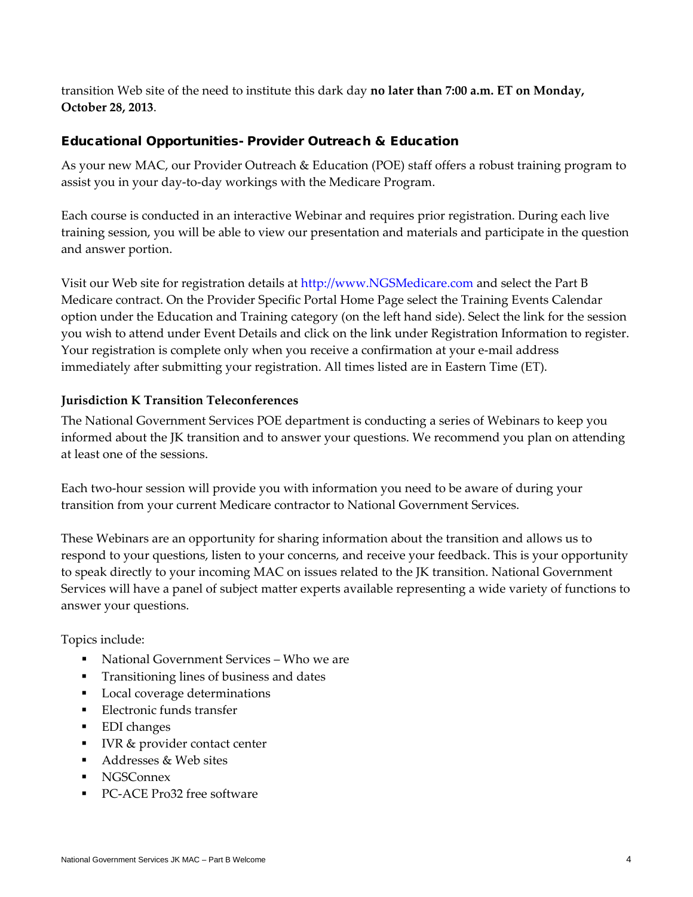transition Web site of the need to institute this dark day **no later than 7:00 a.m. ET on Monday, October 28, 2013**.

## Educational Opportunities- Provider Outreach & Education

As your new MAC, our Provider Outreach & Education (POE) staff offers a robust training program to assist you in your day-to-day workings with the Medicare Program.

Each course is conducted in an interactive Webinar and requires prior registration. During each live training session, you will be able to view our presentation and materials and participate in the question and answer portion.

Visit our Web site for registration details at http://www.NGSMedicare.com and select the Part B Medicare contract. On the Provider Specific Portal Home Page select the Training Events Calendar option under the Education and Training category (on the left hand side). Select the link for the session you wish to attend under Event Details and click on the link under Registration Information to register. Your registration is complete only when you receive a confirmation at your e-mail address immediately after submitting your registration. All times listed are in Eastern Time (ET).

### Jurisdiction K Transition Teleconferences

The National Government Services POE department is conducting a series of Webinars to keep you informed about the JK transition and to answer your questions. We recommend you plan on attending at least one of the sessions.

Each two-hour session will provide you with information you need to be aware of during your transition from your current Medicare contractor to National Government Services.

These Webinars are an opportunity for sharing information about the transition and allows us to respond to your questions, listen to your concerns, and receive your feedback. This is your opportunity to speak directly to your incoming MAC on issues related to the JK transition. National Government Services will have a panel of subject matter experts available representing a wide variety of functions to answer your questions.

Topics include:

- National Government Services – Who we are
- Transitioning lines of business and dates
- Local coverage determinations
- Electronic funds transfer
- EDI changes
- IVR & provider contact center
- Addresses & Web sites
- NGSConnex
- PC-ACE Pro32 free software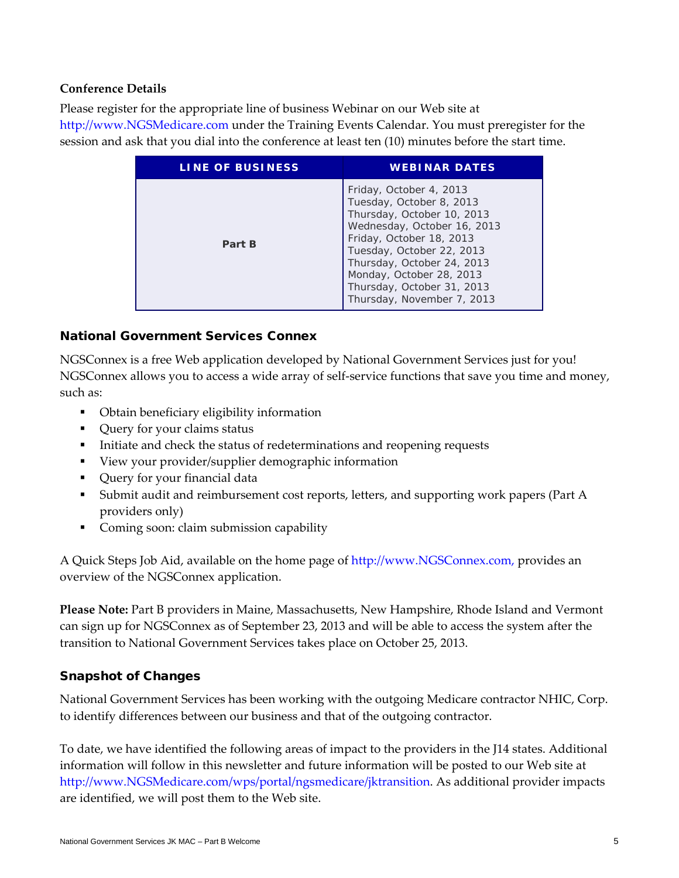**Conference Details**

Please register for the appropriate line of business Webinar on our Web site at http://www.NGSMedicare.com under the Training Events Calendar. You must preregister for the session and ask that you dial into the conference at least ten (10) minutes before the start time.

| LINE OF BUSINESS | WEBINAR DATES |
| --- | --- |
| **Part B** | Friday, October 4, 2013<br>Tuesday, October 8, 2013<br>Thursday, October 10, 2013<br>Wednesday, October 16, 2013<br>Friday, October 18, 2013<br>Tuesday, October 22, 2013<br>Thursday, October 24, 2013<br>Monday, October 28, 2013<br>Thursday, October 31, 2013<br>Thursday, November 7, 2013 |

## National Government Services Connex

NGSConnex is a free Web application developed by National Government Services just for you! NGSConnex allows you to access a wide array of self-service functions that save you time and money, such as:

- Obtain beneficiary eligibility information
- Query for your claims status
- Initiate and check the status of redeterminations and reopening requests
- View your provider/supplier demographic information
- Query for your financial data
- Submit audit and reimbursement cost reports, letters, and supporting work papers (Part A providers only)
- Coming soon: claim submission capability

A Quick Steps Job Aid, available on the home page of http://www.NGSConnex.com, provides an overview of the NGSConnex application.

**Please Note:** Part B providers in Maine, Massachusetts, New Hampshire, Rhode Island and Vermont can sign up for NGSConnex as of September 23, 2013 and will be able to access the system after the transition to National Government Services takes place on October 25, 2013.

## Snapshot of Changes

National Government Services has been working with the outgoing Medicare contractor NHIC, Corp. to identify differences between our business and that of the outgoing contractor.

To date, we have identified the following areas of impact to the providers in the J14 states. Additional information will follow in this newsletter and future information will be posted to our Web site at http://www.NGSMedicare.com/wps/portal/ngsmedicare/jktransition. As additional provider impacts are identified, we will post them to the Web site.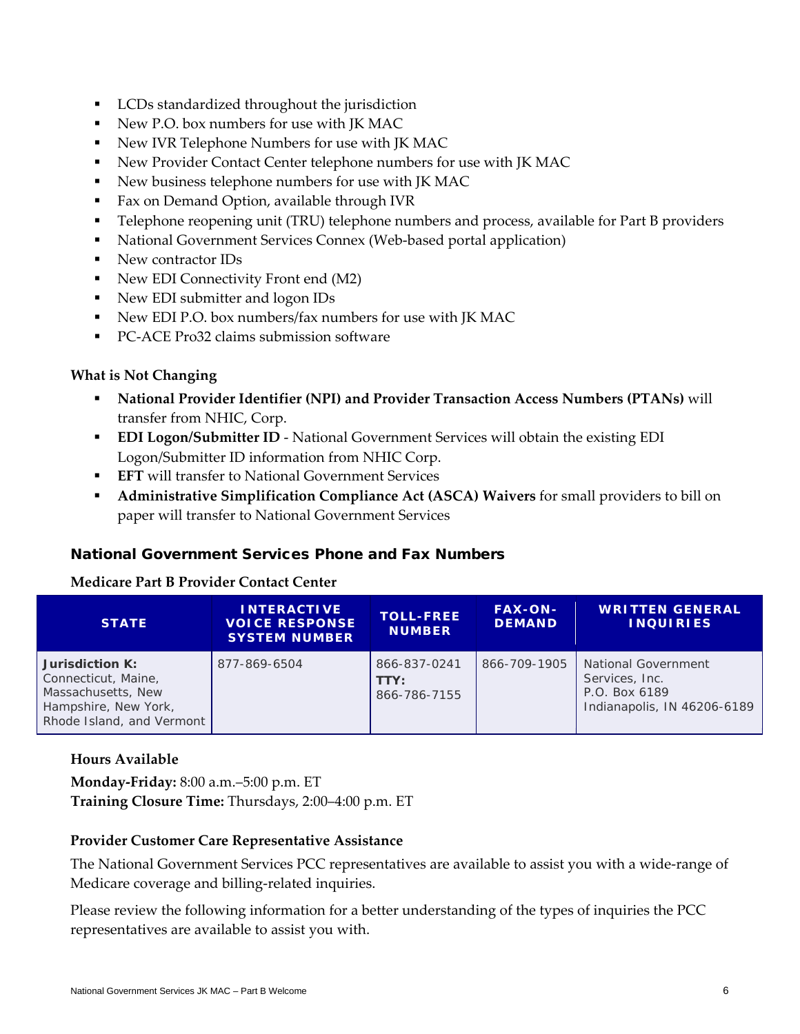- LCDs standardized throughout the jurisdiction
- New P.O. box numbers for use with JK MAC
- New IVR Telephone Numbers for use with JK MAC
- New Provider Contact Center telephone numbers for use with JK MAC
- New business telephone numbers for use with JK MAC
- Fax on Demand Option, available through IVR
- Telephone reopening unit (TRU) telephone numbers and process, available for Part B providers
- National Government Services Connex (Web-based portal application)
- New contractor IDs
- New EDI Connectivity Front end (M2)
- New EDI submitter and logon IDs
- New EDI P.O. box numbers/fax numbers for use with JK MAC
- PC-ACE Pro32 claims submission software

**What is Not Changing**

- **National Provider Identifier (NPI) and Provider Transaction Access Numbers (PTANs)** will transfer from NHIC, Corp.
- **EDI Logon/Submitter ID** - National Government Services will obtain the existing EDI Logon/Submitter ID information from NHIC Corp.
- **EFT** will transfer to National Government Services
- **Administrative Simplification Compliance Act (ASCA) Waivers** for small providers to bill on paper will transfer to National Government Services

## National Government Services Phone and Fax Numbers

**Medicare Part B Provider Contact Center**

| STATE | INTERACTIVE VOICE RESPONSE SYSTEM NUMBER | TOLL-FREE NUMBER | FAX-ON-DEMAND | WRITTEN GENERAL INQUIRIES |
|---|---|---|---|---|
| **Jurisdiction K:** Connecticut, Maine, Massachusetts, New Hampshire, New York, Rhode Island, and Vermont | 877-869-6504 | 866-837-0241 **TTY:** 866-786-7155 | 866-709-1905 | National Government Services, Inc. P.O. Box 6189 Indianapolis, IN 46206-6189 |

**Hours Available**

**Monday-Friday:** 8:00 a.m.–5:00 p.m. ET
**Training Closure Time:** Thursdays, 2:00–4:00 p.m. ET

**Provider Customer Care Representative Assistance**

The National Government Services PCC representatives are available to assist you with a wide-range of Medicare coverage and billing-related inquiries.

Please review the following information for a better understanding of the types of inquiries the PCC representatives are available to assist you with.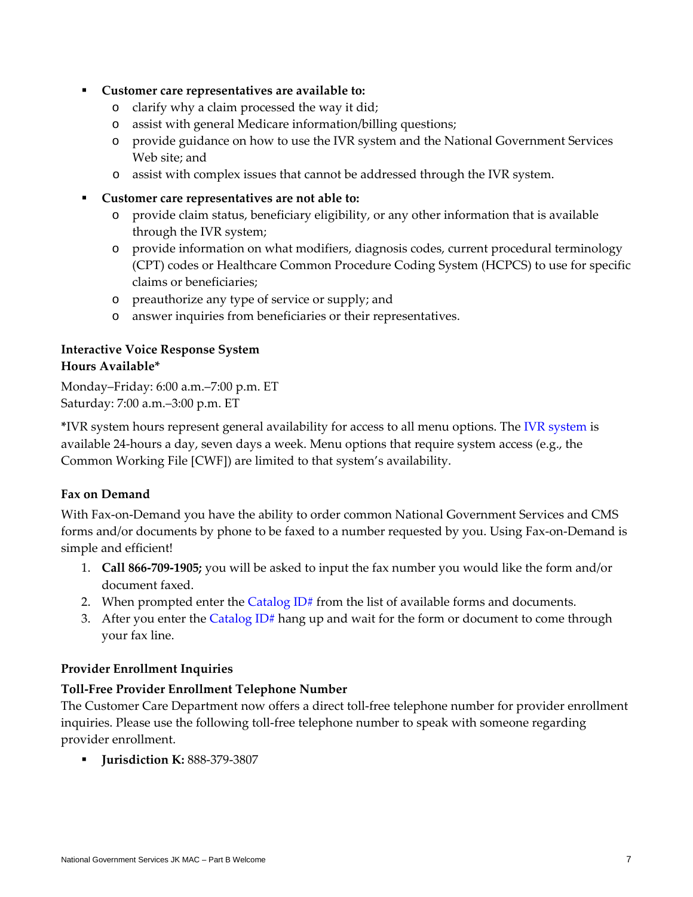- **Customer care representatives are available to:**
  - clarify why a claim processed the way it did;
  - assist with general Medicare information/billing questions;
  - provide guidance on how to use the IVR system and the National Government Services Web site; and
  - assist with complex issues that cannot be addressed through the IVR system.
- **Customer care representatives are not able to:**
  - provide claim status, beneficiary eligibility, or any other information that is available through the IVR system;
  - provide information on what modifiers, diagnosis codes, current procedural terminology (CPT) codes or Healthcare Common Procedure Coding System (HCPCS) to use for specific claims or beneficiaries;
  - preauthorize any type of service or supply; and
  - answer inquiries from beneficiaries or their representatives.

**Interactive Voice Response System**
**Hours Available***

Monday–Friday: 6:00 a.m.–7:00 p.m. ET
Saturday: 7:00 a.m.–3:00 p.m. ET

***IVR system hours represent general availability for access to all menu options. The IVR system is available 24-hours a day, seven days a week. Menu options that require system access (e.g., the Common Working File [CWF]) are limited to that system's availability.

### Fax on Demand

With Fax-on-Demand you have the ability to order common National Government Services and CMS forms and/or documents by phone to be faxed to a number requested by you. Using Fax-on-Demand is simple and efficient!

1. **Call 866-709-1905;** you will be asked to input the fax number you would like the form and/or document faxed.
2. When prompted enter the Catalog ID# from the list of available forms and documents.
3. After you enter the Catalog ID# hang up and wait for the form or document to come through your fax line.

### Provider Enrollment Inquiries

**Toll-Free Provider Enrollment Telephone Number**

The Customer Care Department now offers a direct toll-free telephone number for provider enrollment inquiries. Please use the following toll-free telephone number to speak with someone regarding provider enrollment.

- **Jurisdiction K:** 888-379-3807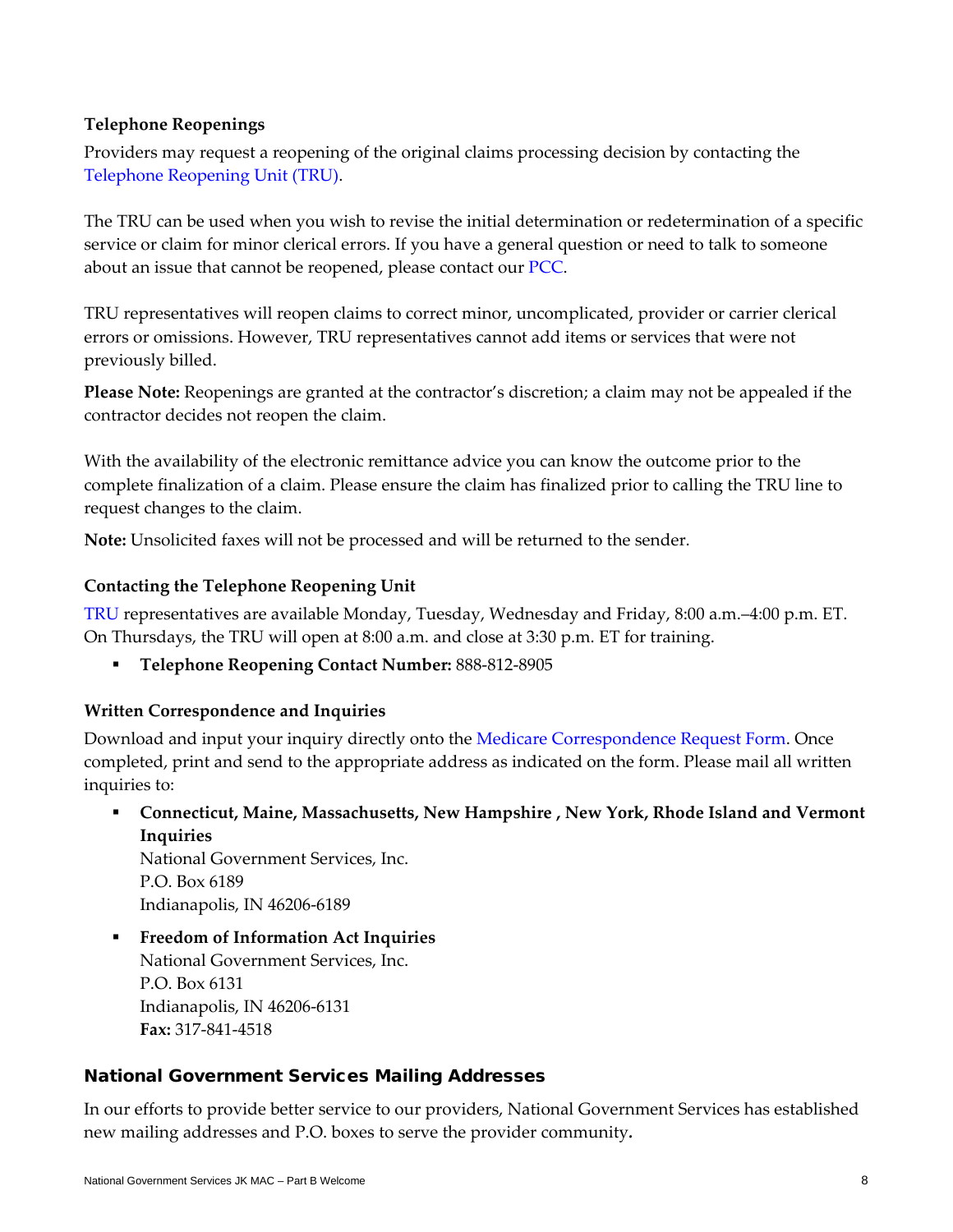### Telephone Reopenings

Providers may request a reopening of the original claims processing decision by contacting the Telephone Reopening Unit (TRU).

The TRU can be used when you wish to revise the initial determination or redetermination of a specific service or claim for minor clerical errors. If you have a general question or need to talk to someone about an issue that cannot be reopened, please contact our PCC.

TRU representatives will reopen claims to correct minor, uncomplicated, provider or carrier clerical errors or omissions. However, TRU representatives cannot add items or services that were not previously billed.

**Please Note:** Reopenings are granted at the contractor's discretion; a claim may not be appealed if the contractor decides not reopen the claim.

With the availability of the electronic remittance advice you can know the outcome prior to the complete finalization of a claim. Please ensure the claim has finalized prior to calling the TRU line to request changes to the claim.

**Note:** Unsolicited faxes will not be processed and will be returned to the sender.

### Contacting the Telephone Reopening Unit

TRU representatives are available Monday, Tuesday, Wednesday and Friday, 8:00 a.m.–4:00 p.m. ET. On Thursdays, the TRU will open at 8:00 a.m. and close at 3:30 p.m. ET for training.

- **Telephone Reopening Contact Number:** 888-812-8905

### Written Correspondence and Inquiries

Download and input your inquiry directly onto the Medicare Correspondence Request Form. Once completed, print and send to the appropriate address as indicated on the form. Please mail all written inquiries to:

- **Connecticut, Maine, Massachusetts, New Hampshire , New York, Rhode Island and Vermont Inquiries**
  National Government Services, Inc.
  P.O. Box 6189
  Indianapolis, IN 46206-6189
- **Freedom of Information Act Inquiries**
  National Government Services, Inc.
  P.O. Box 6131
  Indianapolis, IN 46206-6131
  **Fax:** 317-841-4518

## National Government Services Mailing Addresses

In our efforts to provide better service to our providers, National Government Services has established new mailing addresses and P.O. boxes to serve the provider community**.**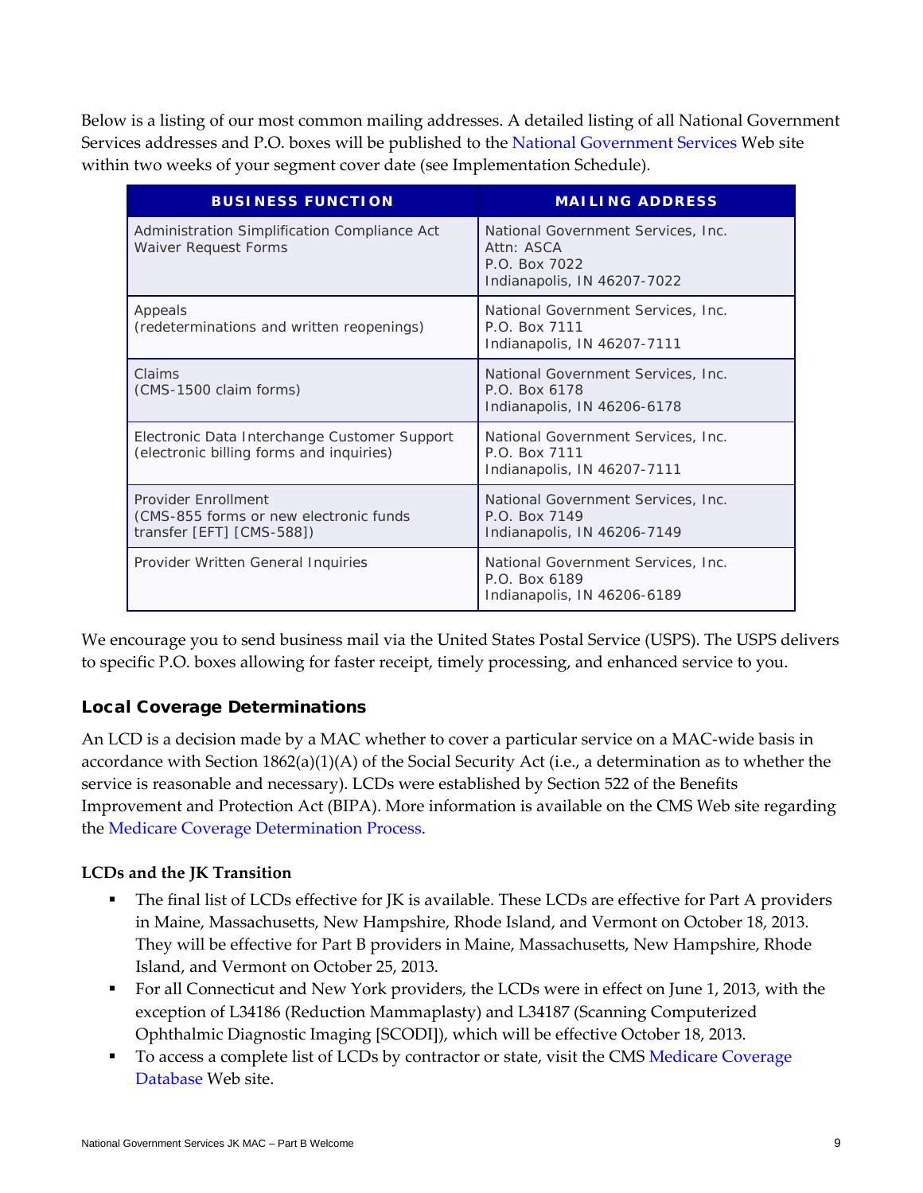Below is a listing of our most common mailing addresses. A detailed listing of all National Government Services addresses and P.O. boxes will be published to the National Government Services Web site within two weeks of your segment cover date (see Implementation Schedule).

| BUSINESS FUNCTION | MAILING ADDRESS |
|---|---|
| Administration Simplification Compliance Act Waiver Request Forms | National Government Services, Inc.<br>Attn: ASCA<br>P.O. Box 7022<br>Indianapolis, IN 46207-7022 |
| Appeals<br>(redeterminations and written reopenings) | National Government Services, Inc.<br>P.O. Box 7111<br>Indianapolis, IN 46207-7111 |
| Claims<br>(CMS-1500 claim forms) | National Government Services, Inc.<br>P.O. Box 6178<br>Indianapolis, IN 46206-6178 |
| Electronic Data Interchange Customer Support<br>(electronic billing forms and inquiries) | National Government Services, Inc.<br>P.O. Box 7111<br>Indianapolis, IN 46207-7111 |
| Provider Enrollment<br>(CMS-855 forms or new electronic funds transfer [EFT] [CMS-588]) | National Government Services, Inc.<br>P.O. Box 7149<br>Indianapolis, IN 46206-7149 |
| Provider Written General Inquiries | National Government Services, Inc.<br>P.O. Box 6189<br>Indianapolis, IN 46206-6189 |

We encourage you to send business mail via the United States Postal Service (USPS). The USPS delivers to specific P.O. boxes allowing for faster receipt, timely processing, and enhanced service to you.

### Local Coverage Determinations

An LCD is a decision made by a MAC whether to cover a particular service on a MAC-wide basis in accordance with Section 1862(a)(1)(A) of the Social Security Act (i.e., a determination as to whether the service is reasonable and necessary). LCDs were established by Section 522 of the Benefits Improvement and Protection Act (BIPA). More information is available on the CMS Web site regarding the Medicare Coverage Determination Process.

#### LCDs and the JK Transition

- The final list of LCDs effective for JK is available. These LCDs are effective for Part A providers in Maine, Massachusetts, New Hampshire, Rhode Island, and Vermont on October 18, 2013. They will be effective for Part B providers in Maine, Massachusetts, New Hampshire, Rhode Island, and Vermont on October 25, 2013.
- For all Connecticut and New York providers, the LCDs were in effect on June 1, 2013, with the exception of L34186 (Reduction Mammaplasty) and L34187 (Scanning Computerized Ophthalmic Diagnostic Imaging [SCODI]), which will be effective October 18, 2013.
- To access a complete list of LCDs by contractor or state, visit the CMS Medicare Coverage Database Web site.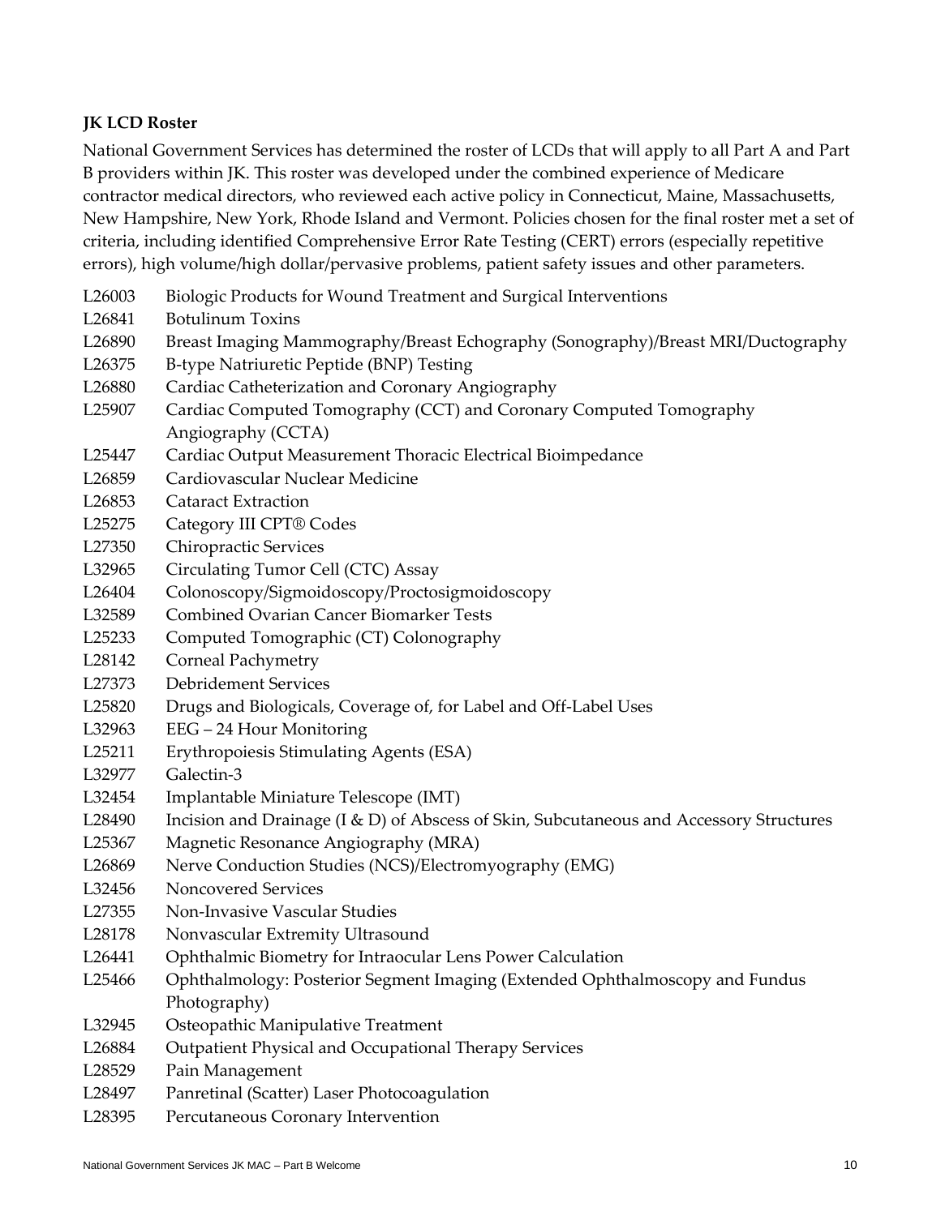**JK LCD Roster**

National Government Services has determined the roster of LCDs that will apply to all Part A and Part B providers within JK. This roster was developed under the combined experience of Medicare contractor medical directors, who reviewed each active policy in Connecticut, Maine, Massachusetts, New Hampshire, New York, Rhode Island and Vermont. Policies chosen for the final roster met a set of criteria, including identified Comprehensive Error Rate Testing (CERT) errors (especially repetitive errors), high volume/high dollar/pervasive problems, patient safety issues and other parameters.

| | |
|---|---|
| L26003 | Biologic Products for Wound Treatment and Surgical Interventions |
| L26841 | Botulinum Toxins |
| L26890 | Breast Imaging Mammography/Breast Echography (Sonography)/Breast MRI/Ductography |
| L26375 | B-type Natriuretic Peptide (BNP) Testing |
| L26880 | Cardiac Catheterization and Coronary Angiography |
| L25907 | Cardiac Computed Tomography (CCT) and Coronary Computed Tomography Angiography (CCTA) |
| L25447 | Cardiac Output Measurement Thoracic Electrical Bioimpedance |
| L26859 | Cardiovascular Nuclear Medicine |
| L26853 | Cataract Extraction |
| L25275 | Category III CPT® Codes |
| L27350 | Chiropractic Services |
| L32965 | Circulating Tumor Cell (CTC) Assay |
| L26404 | Colonoscopy/Sigmoidoscopy/Proctosigmoidoscopy |
| L32589 | Combined Ovarian Cancer Biomarker Tests |
| L25233 | Computed Tomographic (CT) Colonography |
| L28142 | Corneal Pachymetry |
| L27373 | Debridement Services |
| L25820 | Drugs and Biologicals, Coverage of, for Label and Off-Label Uses |
| L32963 | EEG – 24 Hour Monitoring |
| L25211 | Erythropoiesis Stimulating Agents (ESA) |
| L32977 | Galectin-3 |
| L32454 | Implantable Miniature Telescope (IMT) |
| L28490 | Incision and Drainage (I & D) of Abscess of Skin, Subcutaneous and Accessory Structures |
| L25367 | Magnetic Resonance Angiography (MRA) |
| L26869 | Nerve Conduction Studies (NCS)/Electromyography (EMG) |
| L32456 | Noncovered Services |
| L27355 | Non-Invasive Vascular Studies |
| L28178 | Nonvascular Extremity Ultrasound |
| L26441 | Ophthalmic Biometry for Intraocular Lens Power Calculation |
| L25466 | Ophthalmology: Posterior Segment Imaging (Extended Ophthalmoscopy and Fundus Photography) |
| L32945 | Osteopathic Manipulative Treatment |
| L26884 | Outpatient Physical and Occupational Therapy Services |
| L28529 | Pain Management |
| L28497 | Panretinal (Scatter) Laser Photocoagulation |
| L28395 | Percutaneous Coronary Intervention |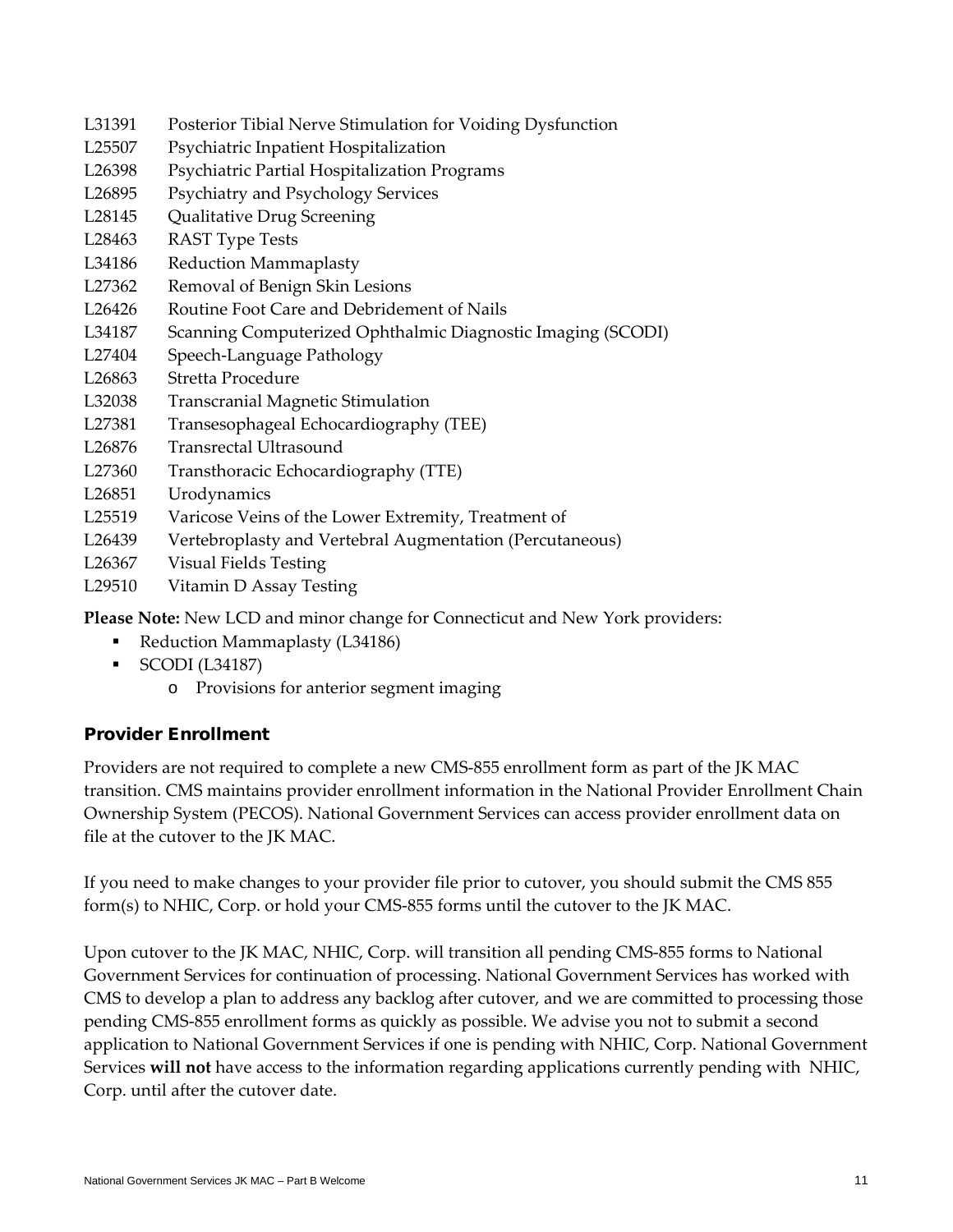L31391 Posterior Tibial Nerve Stimulation for Voiding Dysfunction
L25507 Psychiatric Inpatient Hospitalization
L26398 Psychiatric Partial Hospitalization Programs
L26895 Psychiatry and Psychology Services
L28145 Qualitative Drug Screening
L28463 RAST Type Tests
L34186 Reduction Mammaplasty
L27362 Removal of Benign Skin Lesions
L26426 Routine Foot Care and Debridement of Nails
L34187 Scanning Computerized Ophthalmic Diagnostic Imaging (SCODI)
L27404 Speech-Language Pathology
L26863 Stretta Procedure
L32038 Transcranial Magnetic Stimulation
L27381 Transesophageal Echocardiography (TEE)
L26876 Transrectal Ultrasound
L27360 Transthoracic Echocardiography (TTE)
L26851 Urodynamics
L25519 Varicose Veins of the Lower Extremity, Treatment of
L26439 Vertebroplasty and Vertebral Augmentation (Percutaneous)
L26367 Visual Fields Testing
L29510 Vitamin D Assay Testing

**Please Note:** New LCD and minor change for Connecticut and New York providers:

- Reduction Mammaplasty (L34186)
- SCODI (L34187)
  - Provisions for anterior segment imaging

## Provider Enrollment

Providers are not required to complete a new CMS-855 enrollment form as part of the JK MAC transition. CMS maintains provider enrollment information in the National Provider Enrollment Chain Ownership System (PECOS). National Government Services can access provider enrollment data on file at the cutover to the JK MAC.

If you need to make changes to your provider file prior to cutover, you should submit the CMS 855 form(s) to NHIC, Corp. or hold your CMS-855 forms until the cutover to the JK MAC.

Upon cutover to the JK MAC, NHIC, Corp. will transition all pending CMS-855 forms to National Government Services for continuation of processing. National Government Services has worked with CMS to develop a plan to address any backlog after cutover, and we are committed to processing those pending CMS-855 enrollment forms as quickly as possible. We advise you not to submit a second application to National Government Services if one is pending with NHIC, Corp. National Government Services **will not** have access to the information regarding applications currently pending with NHIC, Corp. until after the cutover date.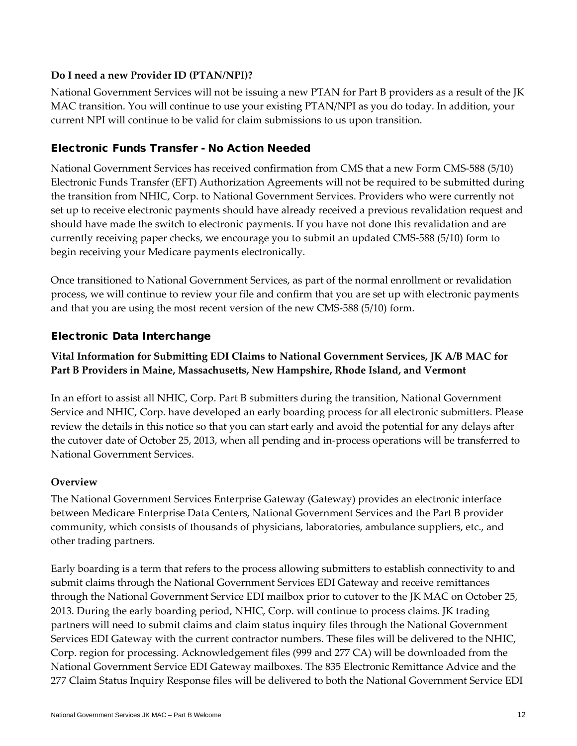**Do I need a new Provider ID (PTAN/NPI)?**

National Government Services will not be issuing a new PTAN for Part B providers as a result of the JK MAC transition. You will continue to use your existing PTAN/NPI as you do today. In addition, your current NPI will continue to be valid for claim submissions to us upon transition.

## Electronic Funds Transfer - No Action Needed

National Government Services has received confirmation from CMS that a new Form CMS-588 (5/10) Electronic Funds Transfer (EFT) Authorization Agreements will not be required to be submitted during the transition from NHIC, Corp. to National Government Services. Providers who were currently not set up to receive electronic payments should have already received a previous revalidation request and should have made the switch to electronic payments. If you have not done this revalidation and are currently receiving paper checks, we encourage you to submit an updated CMS-588 (5/10) form to begin receiving your Medicare payments electronically.

Once transitioned to National Government Services, as part of the normal enrollment or revalidation process, we will continue to review your file and confirm that you are set up with electronic payments and that you are using the most recent version of the new CMS-588 (5/10) form.

## Electronic Data Interchange

**Vital Information for Submitting EDI Claims to National Government Services, JK A/B MAC for Part B Providers in Maine, Massachusetts, New Hampshire, Rhode Island, and Vermont**

In an effort to assist all NHIC, Corp. Part B submitters during the transition, National Government Service and NHIC, Corp. have developed an early boarding process for all electronic submitters. Please review the details in this notice so that you can start early and avoid the potential for any delays after the cutover date of October 25, 2013, when all pending and in-process operations will be transferred to National Government Services.

**Overview**

The National Government Services Enterprise Gateway (Gateway) provides an electronic interface between Medicare Enterprise Data Centers, National Government Services and the Part B provider community, which consists of thousands of physicians, laboratories, ambulance suppliers, etc., and other trading partners.

Early boarding is a term that refers to the process allowing submitters to establish connectivity to and submit claims through the National Government Services EDI Gateway and receive remittances through the National Government Service EDI mailbox prior to cutover to the JK MAC on October 25, 2013. During the early boarding period, NHIC, Corp. will continue to process claims. JK trading partners will need to submit claims and claim status inquiry files through the National Government Services EDI Gateway with the current contractor numbers. These files will be delivered to the NHIC, Corp. region for processing. Acknowledgement files (999 and 277 CA) will be downloaded from the National Government Service EDI Gateway mailboxes. The 835 Electronic Remittance Advice and the 277 Claim Status Inquiry Response files will be delivered to both the National Government Service EDI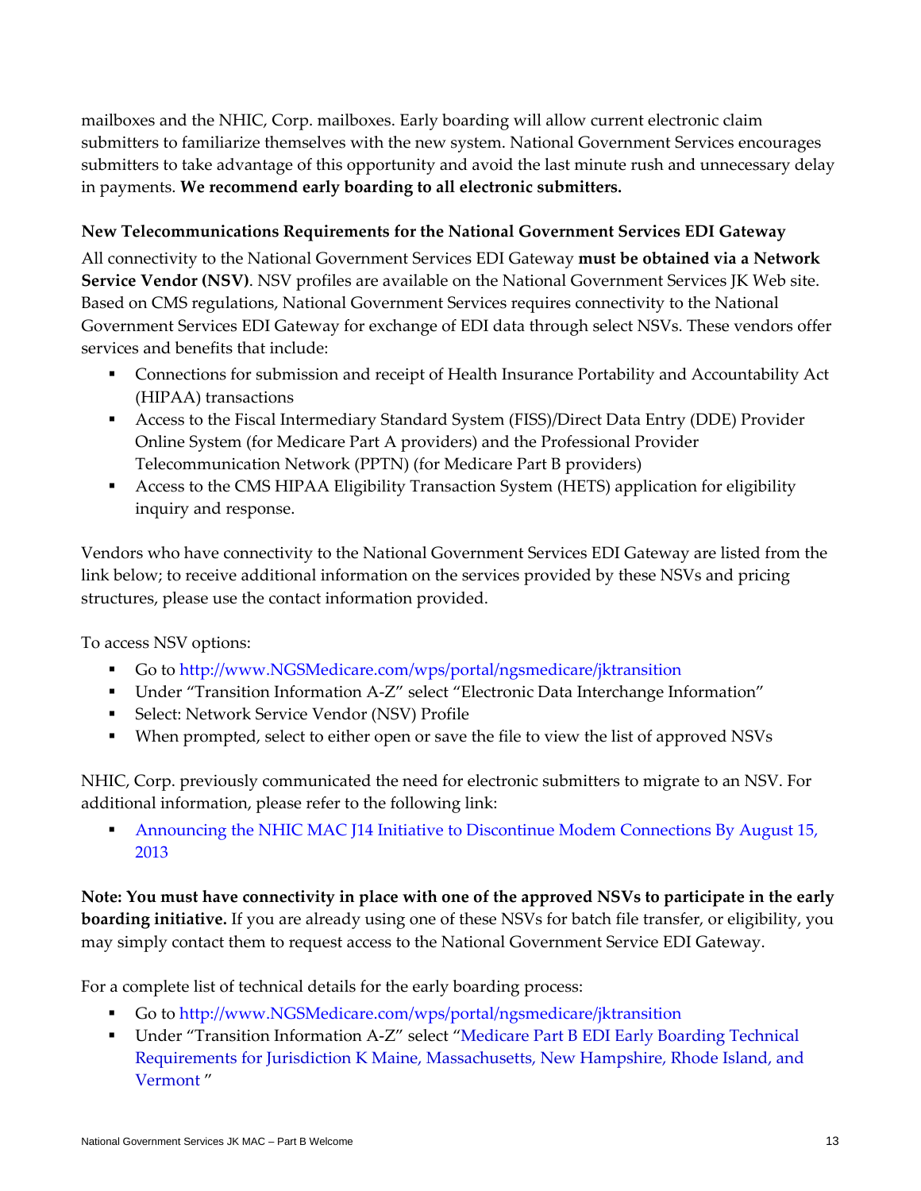mailboxes and the NHIC, Corp. mailboxes. Early boarding will allow current electronic claim submitters to familiarize themselves with the new system. National Government Services encourages submitters to take advantage of this opportunity and avoid the last minute rush and unnecessary delay in payments. **We recommend early boarding to all electronic submitters.**

### New Telecommunications Requirements for the National Government Services EDI Gateway

All connectivity to the National Government Services EDI Gateway **must be obtained via a Network Service Vendor (NSV)**. NSV profiles are available on the National Government Services JK Web site. Based on CMS regulations, National Government Services requires connectivity to the National Government Services EDI Gateway for exchange of EDI data through select NSVs. These vendors offer services and benefits that include:

- Connections for submission and receipt of Health Insurance Portability and Accountability Act (HIPAA) transactions
- Access to the Fiscal Intermediary Standard System (FISS)/Direct Data Entry (DDE) Provider Online System (for Medicare Part A providers) and the Professional Provider Telecommunication Network (PPTN) (for Medicare Part B providers)
- Access to the CMS HIPAA Eligibility Transaction System (HETS) application for eligibility inquiry and response.

Vendors who have connectivity to the National Government Services EDI Gateway are listed from the link below; to receive additional information on the services provided by these NSVs and pricing structures, please use the contact information provided.

To access NSV options:

- Go to http://www.NGSMedicare.com/wps/portal/ngsmedicare/jktransition
- Under "Transition Information A-Z" select "Electronic Data Interchange Information"
- Select: Network Service Vendor (NSV) Profile
- When prompted, select to either open or save the file to view the list of approved NSVs

NHIC, Corp. previously communicated the need for electronic submitters to migrate to an NSV. For additional information, please refer to the following link:

- Announcing the NHIC MAC J14 Initiative to Discontinue Modem Connections By August 15, 2013

**Note: You must have connectivity in place with one of the approved NSVs to participate in the early boarding initiative.** If you are already using one of these NSVs for batch file transfer, or eligibility, you may simply contact them to request access to the National Government Service EDI Gateway.

For a complete list of technical details for the early boarding process:

- Go to http://www.NGSMedicare.com/wps/portal/ngsmedicare/jktransition
- Under "Transition Information A-Z" select "Medicare Part B EDI Early Boarding Technical Requirements for Jurisdiction K Maine, Massachusetts, New Hampshire, Rhode Island, and Vermont "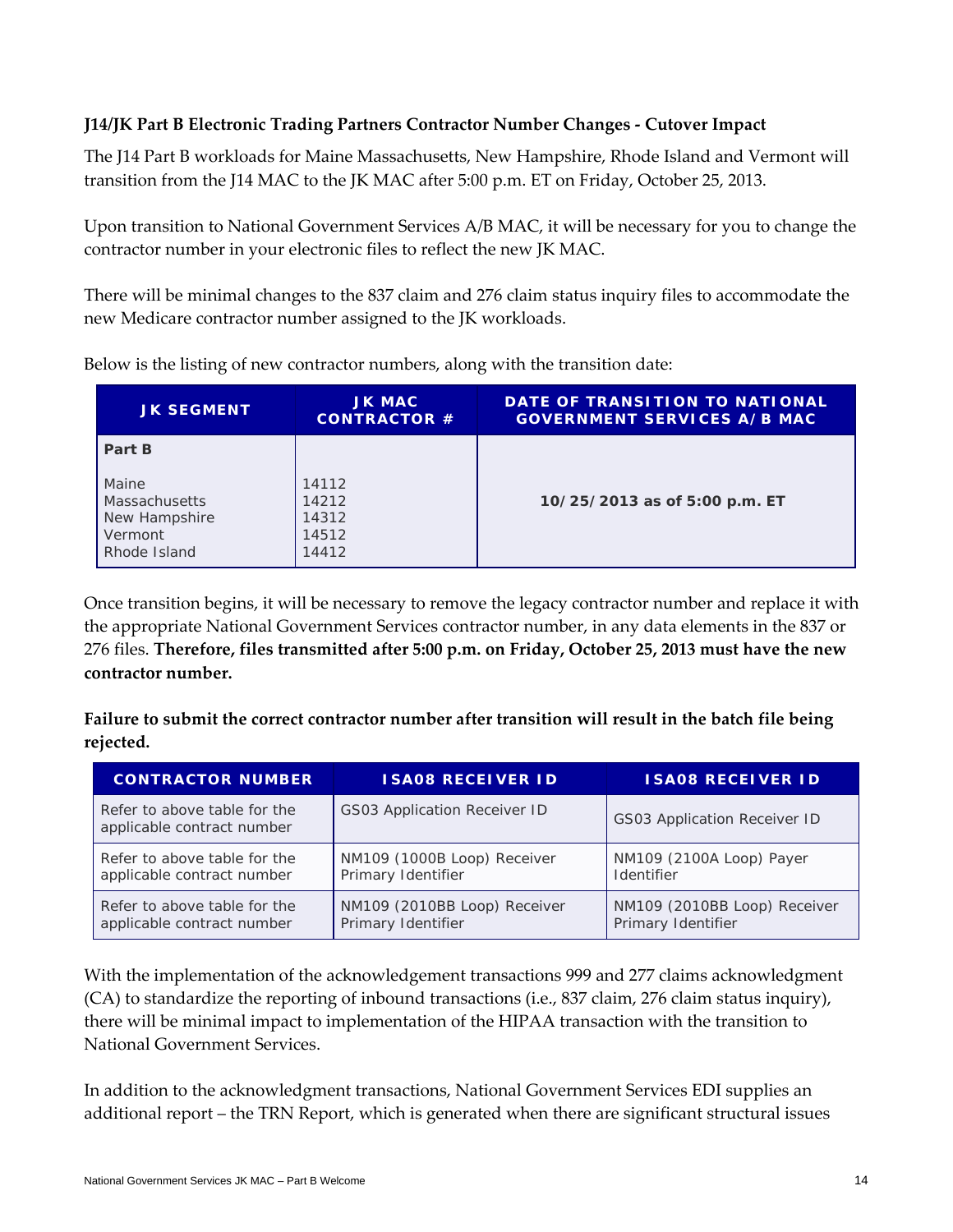**J14/JK Part B Electronic Trading Partners Contractor Number Changes - Cutover Impact**

The J14 Part B workloads for Maine Massachusetts, New Hampshire, Rhode Island and Vermont will transition from the J14 MAC to the JK MAC after 5:00 p.m. ET on Friday, October 25, 2013.

Upon transition to National Government Services A/B MAC, it will be necessary for you to change the contractor number in your electronic files to reflect the new JK MAC.

There will be minimal changes to the 837 claim and 276 claim status inquiry files to accommodate the new Medicare contractor number assigned to the JK workloads.

Below is the listing of new contractor numbers, along with the transition date:

| JK SEGMENT | JK MAC CONTRACTOR # | DATE OF TRANSITION TO NATIONAL GOVERNMENT SERVICES A/B MAC |
|---|---|---|
| **Part B** | | |
| Maine | 14112 | **10/25/2013 as of 5:00 p.m. ET** |
| Massachusetts | 14212 | |
| New Hampshire | 14312 | |
| Vermont | 14512 | |
| Rhode Island | 14412 | |

Once transition begins, it will be necessary to remove the legacy contractor number and replace it with the appropriate National Government Services contractor number, in any data elements in the 837 or 276 files. **Therefore, files transmitted after 5:00 p.m. on Friday, October 25, 2013 must have the new contractor number.**

**Failure to submit the correct contractor number after transition will result in the batch file being rejected.**

| CONTRACTOR NUMBER | ISA08 RECEIVER ID | ISA08 RECEIVER ID |
|---|---|---|
| Refer to above table for the applicable contract number | GS03 Application Receiver ID | GS03 Application Receiver ID |
| Refer to above table for the applicable contract number | NM109 (1000B Loop) Receiver Primary Identifier | NM109 (2100A Loop) Payer Identifier |
| Refer to above table for the applicable contract number | NM109 (2010BB Loop) Receiver Primary Identifier | NM109 (2010BB Loop) Receiver Primary Identifier |

With the implementation of the acknowledgement transactions 999 and 277 claims acknowledgment (CA) to standardize the reporting of inbound transactions (i.e., 837 claim, 276 claim status inquiry), there will be minimal impact to implementation of the HIPAA transaction with the transition to National Government Services.

In addition to the acknowledgment transactions, National Government Services EDI supplies an additional report – the TRN Report, which is generated when there are significant structural issues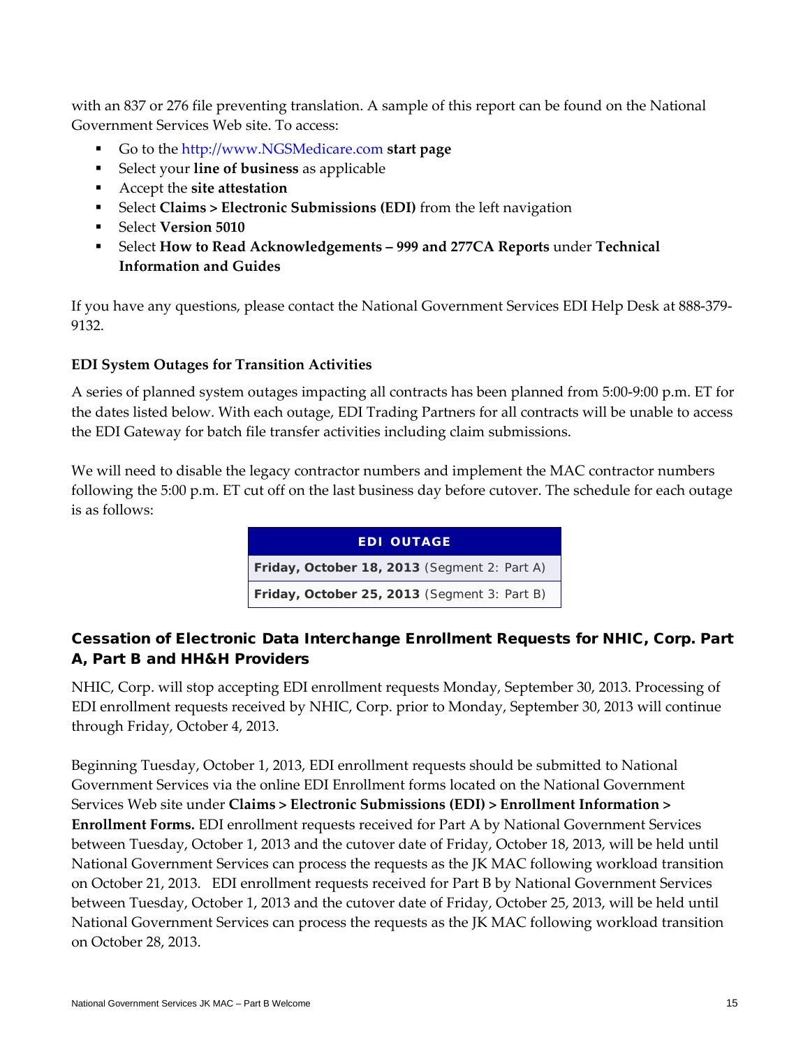with an 837 or 276 file preventing translation. A sample of this report can be found on the National Government Services Web site. To access:

- Go to the http://www.NGSMedicare.com **start page**
- Select your **line of business** as applicable
- Accept the **site attestation**
- Select **Claims > Electronic Submissions (EDI)** from the left navigation
- Select **Version 5010**
- Select **How to Read Acknowledgements – 999 and 277CA Reports** under **Technical Information and Guides**

If you have any questions, please contact the National Government Services EDI Help Desk at 888-379-9132.

**EDI System Outages for Transition Activities**

A series of planned system outages impacting all contracts has been planned from 5:00-9:00 p.m. ET for the dates listed below. With each outage, EDI Trading Partners for all contracts will be unable to access the EDI Gateway for batch file transfer activities including claim submissions.

We will need to disable the legacy contractor numbers and implement the MAC contractor numbers following the 5:00 p.m. ET cut off on the last business day before cutover. The schedule for each outage is as follows:

| EDI OUTAGE |
|---|
| **Friday, October 18, 2013** (Segment 2: Part A) |
| **Friday, October 25, 2013** (Segment 3: Part B) |

## Cessation of Electronic Data Interchange Enrollment Requests for NHIC, Corp. Part A, Part B and HH&H Providers

NHIC, Corp. will stop accepting EDI enrollment requests Monday, September 30, 2013. Processing of EDI enrollment requests received by NHIC, Corp. prior to Monday, September 30, 2013 will continue through Friday, October 4, 2013.

Beginning Tuesday, October 1, 2013, EDI enrollment requests should be submitted to National Government Services via the online EDI Enrollment forms located on the National Government Services Web site under **Claims > Electronic Submissions (EDI) > Enrollment Information > Enrollment Forms.** EDI enrollment requests received for Part A by National Government Services between Tuesday, October 1, 2013 and the cutover date of Friday, October 18, 2013, will be held until National Government Services can process the requests as the JK MAC following workload transition on October 21, 2013. EDI enrollment requests received for Part B by National Government Services between Tuesday, October 1, 2013 and the cutover date of Friday, October 25, 2013, will be held until National Government Services can process the requests as the JK MAC following workload transition on October 28, 2013.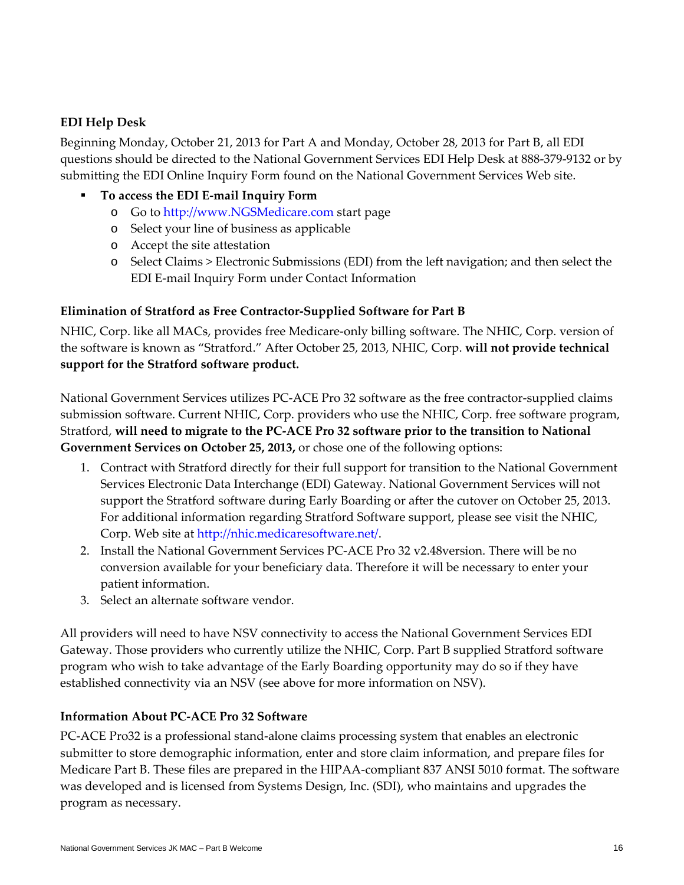### EDI Help Desk

Beginning Monday, October 21, 2013 for Part A and Monday, October 28, 2013 for Part B, all EDI questions should be directed to the National Government Services EDI Help Desk at 888-379-9132 or by submitting the EDI Online Inquiry Form found on the National Government Services Web site.

- **To access the EDI E-mail Inquiry Form**
  - Go to http://www.NGSMedicare.com start page
  - Select your line of business as applicable
  - Accept the site attestation
  - Select Claims > Electronic Submissions (EDI) from the left navigation; and then select the EDI E-mail Inquiry Form under Contact Information

### Elimination of Stratford as Free Contractor-Supplied Software for Part B

NHIC, Corp. like all MACs, provides free Medicare-only billing software. The NHIC, Corp. version of the software is known as "Stratford." After October 25, 2013, NHIC, Corp. **will not provide technical support for the Stratford software product.**

National Government Services utilizes PC-ACE Pro 32 software as the free contractor-supplied claims submission software. Current NHIC, Corp. providers who use the NHIC, Corp. free software program, Stratford, **will need to migrate to the PC-ACE Pro 32 software prior to the transition to National Government Services on October 25, 2013,** or chose one of the following options:

1. Contract with Stratford directly for their full support for transition to the National Government Services Electronic Data Interchange (EDI) Gateway. National Government Services will not support the Stratford software during Early Boarding or after the cutover on October 25, 2013. For additional information regarding Stratford Software support, please see visit the NHIC, Corp. Web site at http://nhic.medicaresoftware.net/.
2. Install the National Government Services PC-ACE Pro 32 v2.48version. There will be no conversion available for your beneficiary data. Therefore it will be necessary to enter your patient information.
3. Select an alternate software vendor.

All providers will need to have NSV connectivity to access the National Government Services EDI Gateway. Those providers who currently utilize the NHIC, Corp. Part B supplied Stratford software program who wish to take advantage of the Early Boarding opportunity may do so if they have established connectivity via an NSV (see above for more information on NSV).

### Information About PC-ACE Pro 32 Software

PC-ACE Pro32 is a professional stand-alone claims processing system that enables an electronic submitter to store demographic information, enter and store claim information, and prepare files for Medicare Part B. These files are prepared in the HIPAA-compliant 837 ANSI 5010 format. The software was developed and is licensed from Systems Design, Inc. (SDI), who maintains and upgrades the program as necessary.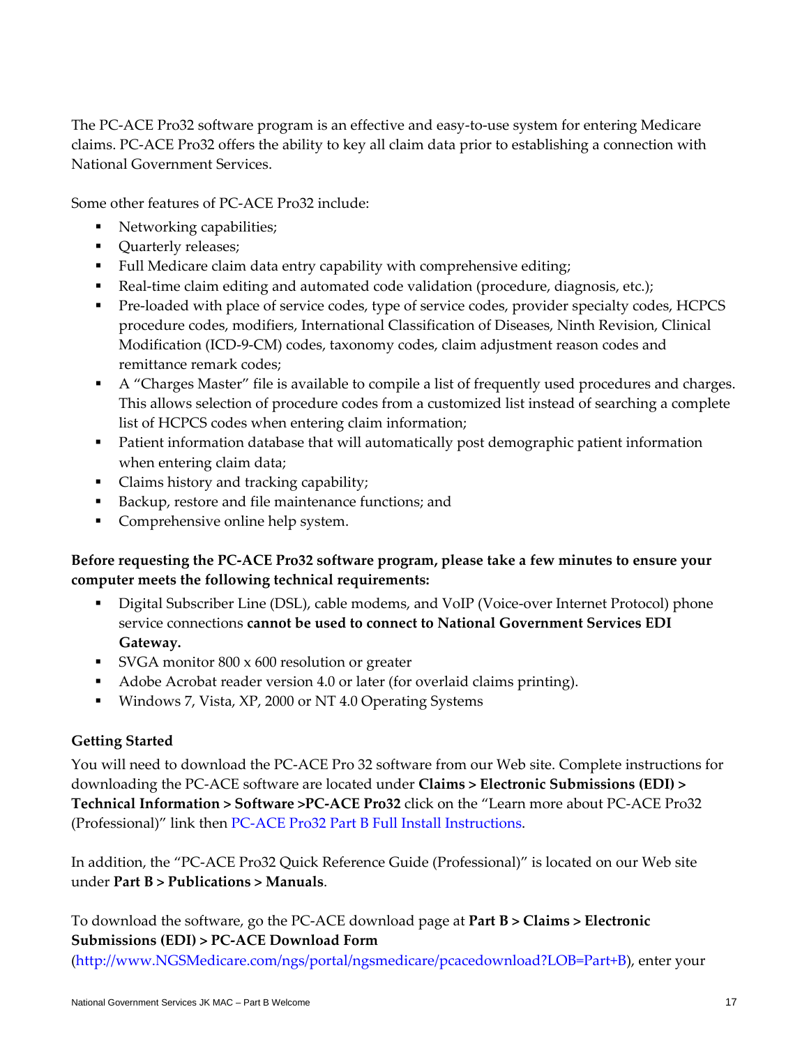The PC-ACE Pro32 software program is an effective and easy-to-use system for entering Medicare claims. PC-ACE Pro32 offers the ability to key all claim data prior to establishing a connection with National Government Services.

Some other features of PC-ACE Pro32 include:

- Networking capabilities;
- Quarterly releases;
- Full Medicare claim data entry capability with comprehensive editing;
- Real-time claim editing and automated code validation (procedure, diagnosis, etc.);
- Pre-loaded with place of service codes, type of service codes, provider specialty codes, HCPCS procedure codes, modifiers, International Classification of Diseases, Ninth Revision, Clinical Modification (ICD-9-CM) codes, taxonomy codes, claim adjustment reason codes and remittance remark codes;
- A "Charges Master" file is available to compile a list of frequently used procedures and charges. This allows selection of procedure codes from a customized list instead of searching a complete list of HCPCS codes when entering claim information;
- Patient information database that will automatically post demographic patient information when entering claim data;
- Claims history and tracking capability;
- Backup, restore and file maintenance functions; and
- Comprehensive online help system.

**Before requesting the PC-ACE Pro32 software program, please take a few minutes to ensure your computer meets the following technical requirements:**

- Digital Subscriber Line (DSL), cable modems, and VoIP (Voice-over Internet Protocol) phone service connections **cannot be used to connect to National Government Services EDI Gateway.**
- SVGA monitor 800 x 600 resolution or greater
- Adobe Acrobat reader version 4.0 or later (for overlaid claims printing).
- Windows 7, Vista, XP, 2000 or NT 4.0 Operating Systems

**Getting Started**

You will need to download the PC-ACE Pro 32 software from our Web site. Complete instructions for downloading the PC-ACE software are located under **Claims > Electronic Submissions (EDI) > Technical Information > Software >PC-ACE Pro32** click on the "Learn more about PC-ACE Pro32 (Professional)" link then PC-ACE Pro32 Part B Full Install Instructions.

In addition, the "PC-ACE Pro32 Quick Reference Guide (Professional)" is located on our Web site under **Part B > Publications > Manuals**.

To download the software, go the PC-ACE download page at **Part B > Claims > Electronic Submissions (EDI) > PC-ACE Download Form** (http://www.NGSMedicare.com/ngs/portal/ngsmedicare/pcacedownload?LOB=Part+B), enter your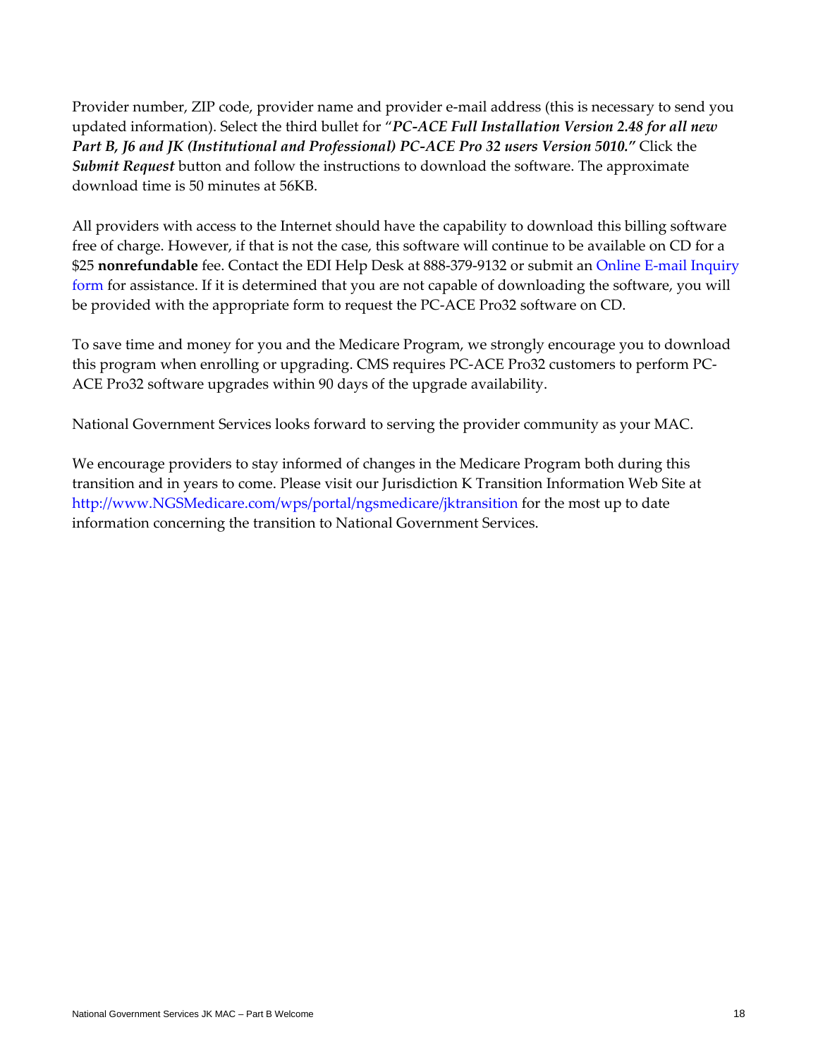Provider number, ZIP code, provider name and provider e-mail address (this is necessary to send you updated information). Select the third bullet for "***PC-ACE Full Installation Version 2.48 for all new Part B, J6 and JK (Institutional and Professional) PC-ACE Pro 32 users Version 5010.*"** Click the ***Submit Request*** button and follow the instructions to download the software. The approximate download time is 50 minutes at 56KB.

All providers with access to the Internet should have the capability to download this billing software free of charge. However, if that is not the case, this software will continue to be available on CD for a $25 **nonrefundable** fee. Contact the EDI Help Desk at 888-379-9132 or submit an Online E-mail Inquiry form for assistance. If it is determined that you are not capable of downloading the software, you will be provided with the appropriate form to request the PC-ACE Pro32 software on CD.

To save time and money for you and the Medicare Program, we strongly encourage you to download this program when enrolling or upgrading. CMS requires PC-ACE Pro32 customers to perform PC-ACE Pro32 software upgrades within 90 days of the upgrade availability.

National Government Services looks forward to serving the provider community as your MAC.

We encourage providers to stay informed of changes in the Medicare Program both during this transition and in years to come. Please visit our Jurisdiction K Transition Information Web Site at http://www.NGSMedicare.com/wps/portal/ngsmedicare/jktransition for the most up to date information concerning the transition to National Government Services.